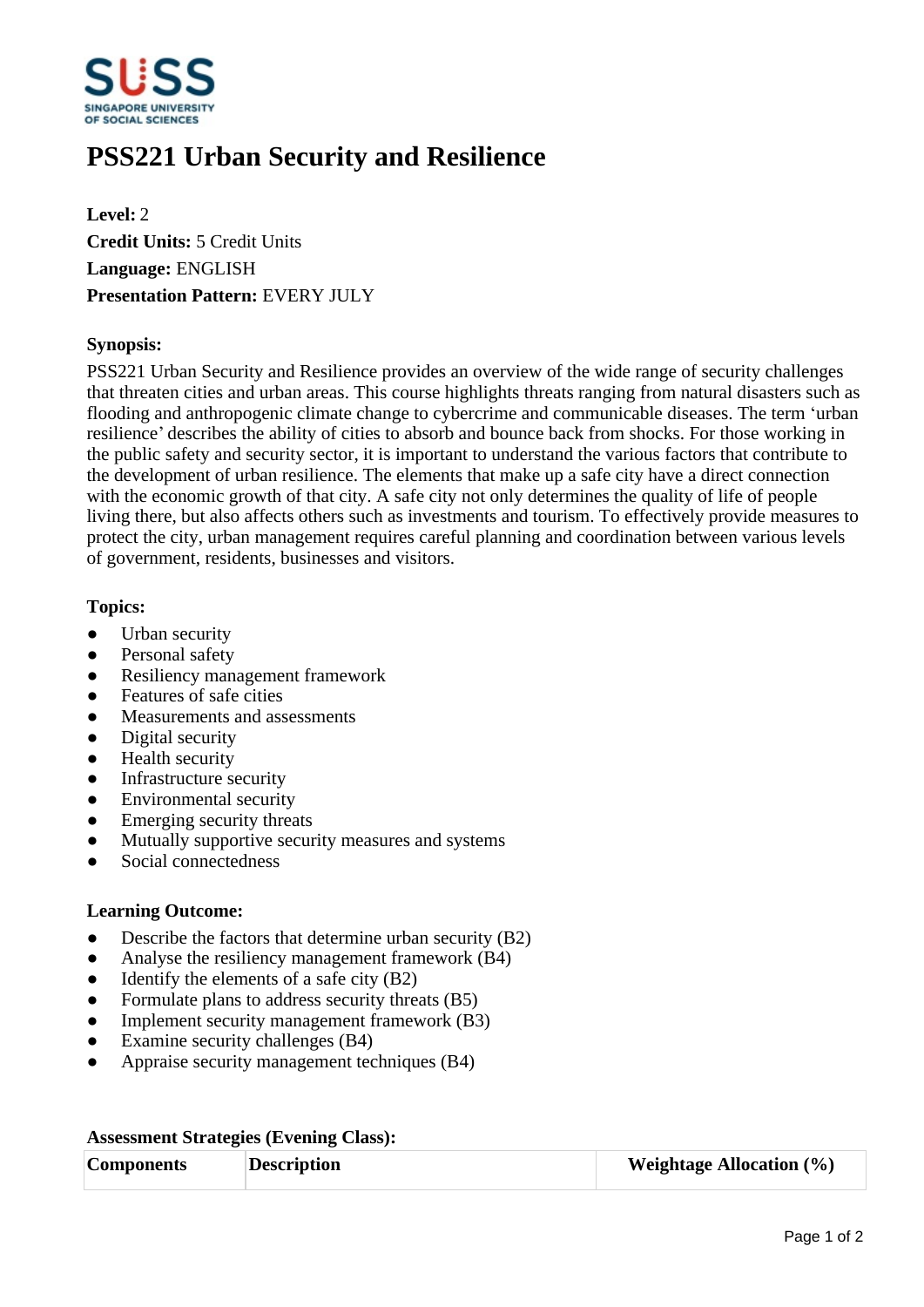# PSS221 Urban Security and Resilience

**Level:** 2
**Credit Units:** 5 Credit Units
**Language:** ENGLISH
**Presentation Pattern:** EVERY JULY

**Synopsis:**

PSS221 Urban Security and Resilience provides an overview of the wide range of security challenges that threaten cities and urban areas. This course highlights threats ranging from natural disasters such as flooding and anthropogenic climate change to cybercrime and communicable diseases. The term 'urban resilience' describes the ability of cities to absorb and bounce back from shocks. For those working in the public safety and security sector, it is important to understand the various factors that contribute to the development of urban resilience. The elements that make up a safe city have a direct connection with the economic growth of that city. A safe city not only determines the quality of life of people living there, but also affects others such as investments and tourism. To effectively provide measures to protect the city, urban management requires careful planning and coordination between various levels of government, residents, businesses and visitors.

**Topics:**

- Urban security
- Personal safety
- Resiliency management framework
- Features of safe cities
- Measurements and assessments
- Digital security
- Health security
- Infrastructure security
- Environmental security
- Emerging security threats
- Mutually supportive security measures and systems
- Social connectedness

**Learning Outcome:**

- Describe the factors that determine urban security (B2)
- Analyse the resiliency management framework (B4)
- Identify the elements of a safe city (B2)
- Formulate plans to address security threats (B5)
- Implement security management framework (B3)
- Examine security challenges (B4)
- Appraise security management techniques (B4)

**Assessment Strategies (Evening Class):**

| Components | Description | Weightage Allocation (%) |
|---|---|---|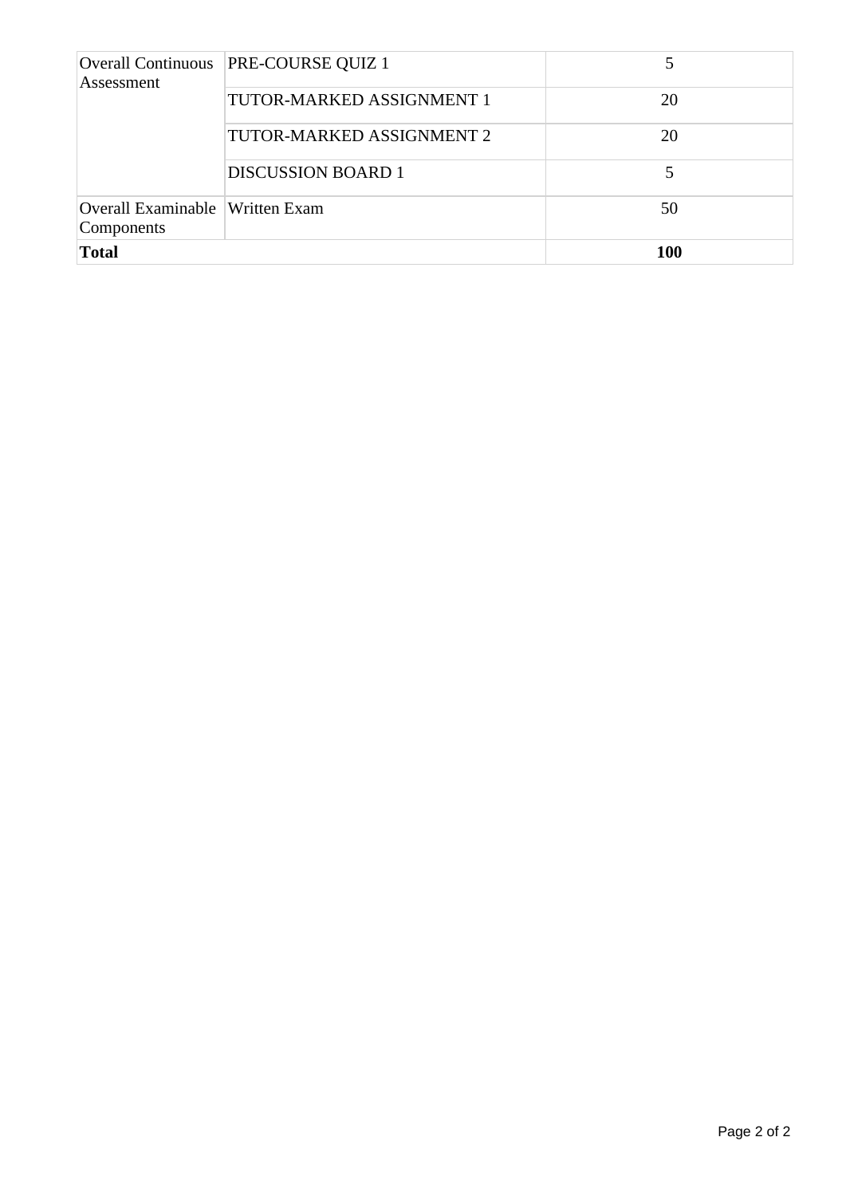| | | |
|---|---|---|
| Overall Continuous Assessment | PRE-COURSE QUIZ 1 | 5 |
| | TUTOR-MARKED ASSIGNMENT 1 | 20 |
| | TUTOR-MARKED ASSIGNMENT 2 | 20 |
| | DISCUSSION BOARD 1 | 5 |
| Overall Examinable Components | Written Exam | 50 |
| **Total** | | **100** |